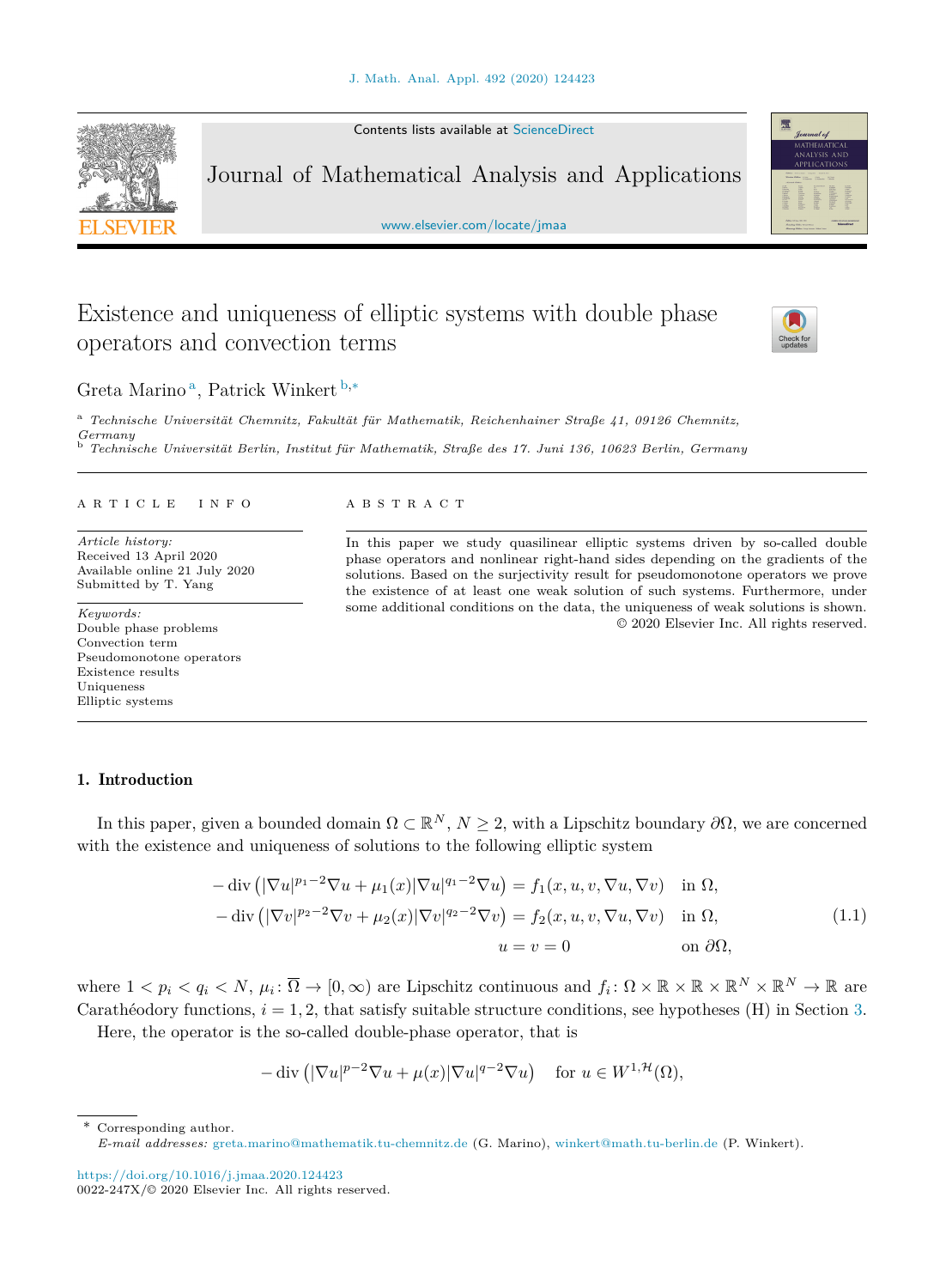# Existence and uniqueness of elliptic systems with double phase operators and convection terms

Greta Marino[a], Patrick Winkert[b,*]

[a] *Technische Universität Chemnitz, Fakultät für Mathematik, Reichenhainer Straße 41, 09126 Chemnitz, Germany*

[b] *Technische Universität Berlin, Institut für Mathematik, Straße des 17. Juni 136, 10623 Berlin, Germany*

ARTICLE INFO

*Article history:*
Received 13 April 2020
Available online 21 July 2020
Submitted by T. Yang

*Keywords:*
Double phase problems
Convection term
Pseudomonotone operators
Existence results
Uniqueness
Elliptic systems

ABSTRACT

In this paper we study quasilinear elliptic systems driven by so-called double phase operators and nonlinear right-hand sides depending on the gradients of the solutions. Based on the surjectivity result for pseudomonotone operators we prove the existence of at least one weak solution of such systems. Furthermore, under some additional conditions on the data, the uniqueness of weak solutions is shown.

© 2020 Elsevier Inc. All rights reserved.

## 1. Introduction

In this paper, given a bounded domain $\Omega \subset \mathbb{R}^N$, $N \geq 2$, with a Lipschitz boundary $\partial\Omega$, we are concerned with the existence and uniqueness of solutions to the following elliptic system

$$
\begin{aligned}
-\operatorname{div}\left(|\nabla u|^{p_1-2}\nabla u + \mu_1(x)|\nabla u|^{q_1-2}\nabla u\right) &= f_1(x,u,v,\nabla u,\nabla v) \quad \text{in } \Omega,\\
-\operatorname{div}\left(|\nabla v|^{p_2-2}\nabla v + \mu_2(x)|\nabla v|^{q_2-2}\nabla v\right) &= f_2(x,u,v,\nabla u,\nabla v) \quad \text{in } \Omega,\\
u = v &= 0 \qquad\qquad\qquad\quad\ \ \text{on } \partial\Omega,
\end{aligned}
\tag{1.1}
$$

where $1 < p_i < q_i < N$, $\mu_i : \overline{\Omega} \to [0,\infty)$ are Lipschitz continuous and $f_i : \Omega \times \mathbb{R} \times \mathbb{R} \times \mathbb{R}^N \times \mathbb{R}^N \to \mathbb{R}$ are Carathéodory functions, $i = 1, 2$, that satisfy suitable structure conditions, see hypotheses (H) in Section 3.

Here, the operator is the so-called double-phase operator, that is

$$
-\operatorname{div}\left(|\nabla u|^{p-2}\nabla u + \mu(x)|\nabla u|^{q-2}\nabla u\right) \quad \text{for } u \in W^{1,\mathcal{H}}(\Omega),
$$

* Corresponding author.
*E-mail addresses:* greta.marino@mathematik.tu-chemnitz.de (G. Marino), winkert@math.tu-berlin.de (P. Winkert).

https://doi.org/10.1016/j.jmaa.2020.124423
0022-247X/© 2020 Elsevier Inc. All rights reserved.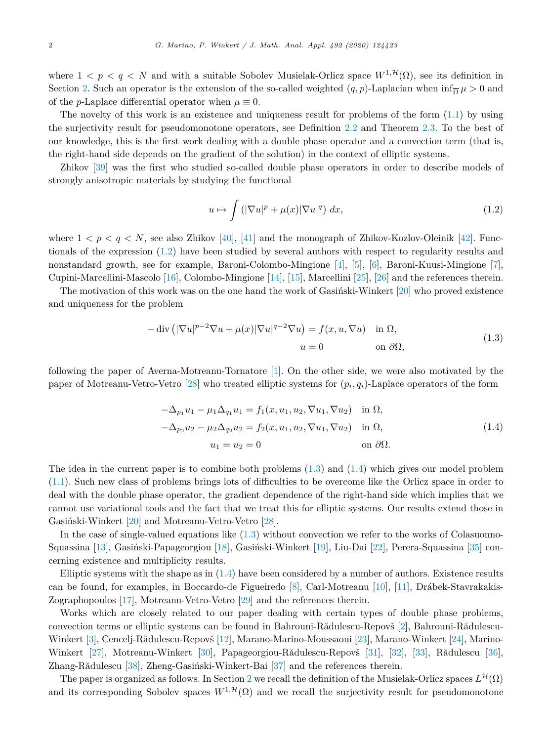where $1 < p < q < N$ and with a suitable Sobolev Musielak-Orlicz space $W^{1,\mathcal{H}}(\Omega)$, see its definition in Section 2. Such an operator is the extension of the so-called weighted $(q,p)$-Laplacian when $\inf_{\overline{\Omega}} \mu > 0$ and of the $p$-Laplace differential operator when $\mu \equiv 0$.

The novelty of this work is an existence and uniqueness result for problems of the form (1.1) by using the surjectivity result for pseudomonotone operators, see Definition 2.2 and Theorem 2.3. To the best of our knowledge, this is the first work dealing with a double phase operator and a convection term (that is, the right-hand side depends on the gradient of the solution) in the context of elliptic systems.

Zhikov [39] was the first who studied so-called double phase operators in order to describe models of strongly anisotropic materials by studying the functional

$$u \mapsto \int \left(|\nabla u|^p + \mu(x)|\nabla u|^q\right) \, dx, \tag{1.2}$$

where $1 < p < q < N$, see also Zhikov [40], [41] and the monograph of Zhikov-Kozlov-Oleinik [42]. Functionals of the expression (1.2) have been studied by several authors with respect to regularity results and nonstandard growth, see for example, Baroni-Colombo-Mingione [4], [5], [6], Baroni-Kuusi-Mingione [7], Cupini-Marcellini-Mascolo [16], Colombo-Mingione [14], [15], Marcellini [25], [26] and the references therein.

The motivation of this work was on the one hand the work of Gasiński-Winkert [20] who proved existence and uniqueness for the problem

$$\begin{aligned}
-\operatorname{div}\left(|\nabla u|^{p-2}\nabla u + \mu(x)|\nabla u|^{q-2}\nabla u\right) &= f(x,u,\nabla u) \quad && \text{in } \Omega,\\
u &= 0 && \text{on } \partial\Omega,
\end{aligned} \tag{1.3}$$

following the paper of Averna-Motreanu-Tornatore [1]. On the other side, we were also motivated by the paper of Motreanu-Vetro-Vetro [28] who treated elliptic systems for $(p_i, q_i)$-Laplace operators of the form

$$\begin{aligned}
-\Delta_{p_1} u_1 - \mu_1 \Delta_{q_1} u_1 &= f_1(x, u_1, u_2, \nabla u_1, \nabla u_2) \quad && \text{in } \Omega,\\
-\Delta_{p_2} u_2 - \mu_2 \Delta_{q_2} u_2 &= f_2(x, u_1, u_2, \nabla u_1, \nabla u_2) && \text{in } \Omega,\\
u_1 = u_2 &= 0 && \text{on } \partial\Omega.
\end{aligned} \tag{1.4}$$

The idea in the current paper is to combine both problems (1.3) and (1.4) which gives our model problem (1.1). Such new class of problems brings lots of difficulties to be overcome like the Orlicz space in order to deal with the double phase operator, the gradient dependence of the right-hand side which implies that we cannot use variational tools and the fact that we treat this for elliptic systems. Our results extend those in Gasiński-Winkert [20] and Motreanu-Vetro-Vetro [28].

In the case of single-valued equations like (1.3) without convection we refer to the works of Colasuonno-Squassina [13], Gasiński-Papageorgiou [18], Gasiński-Winkert [19], Liu-Dai [22], Perera-Squassina [35] concerning existence and multiplicity results.

Elliptic systems with the shape as in (1.4) have been considered by a number of authors. Existence results can be found, for examples, in Boccardo-de Figueiredo [8], Carl-Motreanu [10], [11], Drábek-Stavrakakis-Zographopoulos [17], Motreanu-Vetro-Vetro [29] and the references therein.

Works which are closely related to our paper dealing with certain types of double phase problems, convection terms or elliptic systems can be found in Bahrouni-Rădulescu-Repovš [2], Bahrouni-Rădulescu-Winkert [3], Cencelj-Rădulescu-Repovš [12], Marano-Marino-Moussaoui [23], Marano-Winkert [24], Marino-Winkert [27], Motreanu-Winkert [30], Papageorgiou-Rădulescu-Repovš [31], [32], [33], Rădulescu [36], Zhang-Rădulescu [38], Zheng-Gasiński-Winkert-Bai [37] and the references therein.

The paper is organized as follows. In Section 2 we recall the definition of the Musielak-Orlicz spaces $L^{\mathcal{H}}(\Omega)$ and its corresponding Sobolev spaces $W^{1,\mathcal{H}}(\Omega)$ and we recall the surjectivity result for pseudomonotone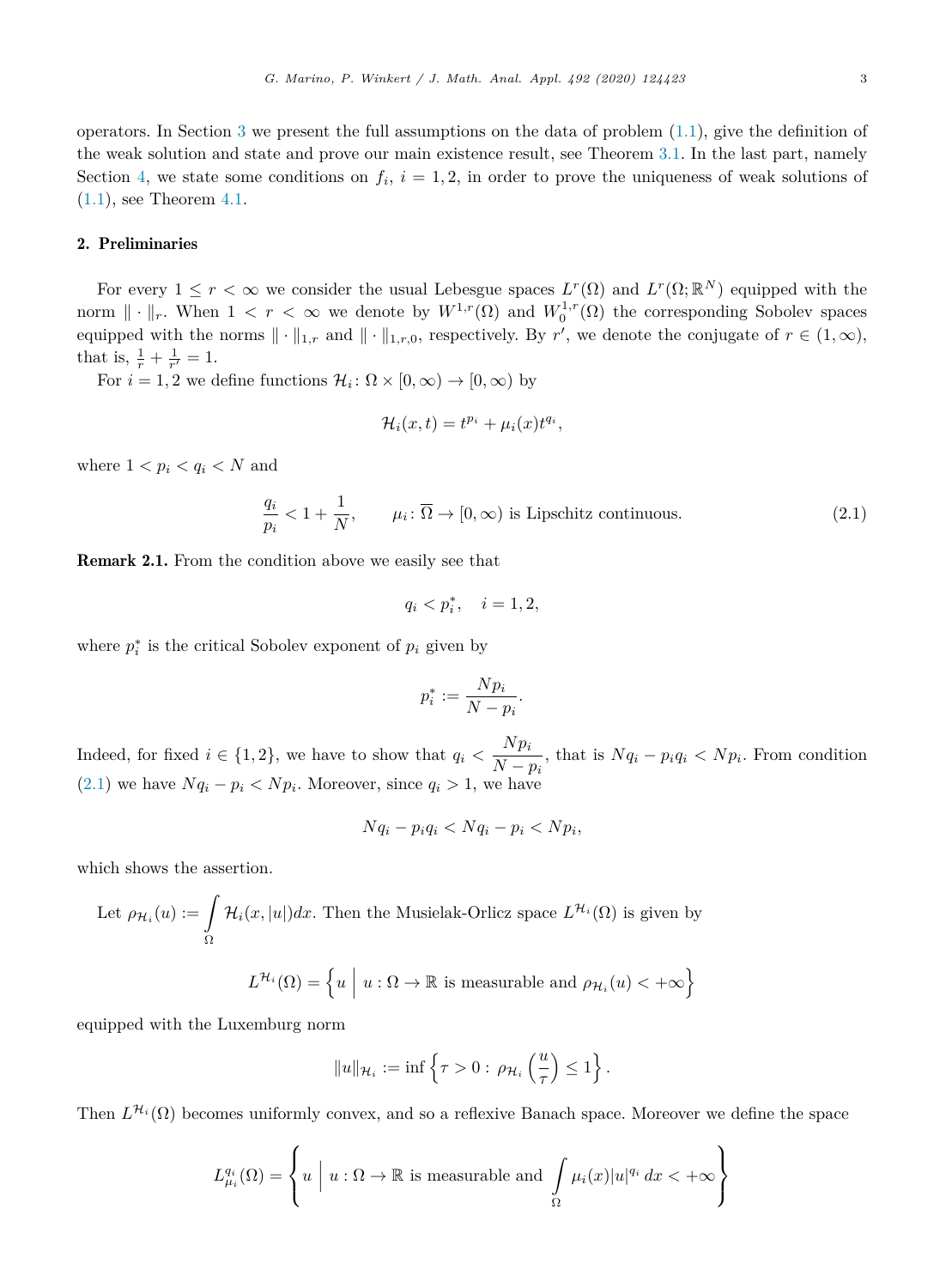operators. In Section 3 we present the full assumptions on the data of problem (1.1), give the definition of the weak solution and state and prove our main existence result, see Theorem 3.1. In the last part, namely Section 4, we state some conditions on $f_i$, $i = 1, 2$, in order to prove the uniqueness of weak solutions of (1.1), see Theorem 4.1.

## 2. Preliminaries

For every $1 \leq r < \infty$ we consider the usual Lebesgue spaces $L^r(\Omega)$ and $L^r(\Omega; \mathbb{R}^N)$ equipped with the norm $\| \cdot \|_r$. When $1 < r < \infty$ we denote by $W^{1,r}(\Omega)$ and $W_0^{1,r}(\Omega)$ the corresponding Sobolev spaces equipped with the norms $\| \cdot \|_{1,r}$ and $\| \cdot \|_{1,r,0}$, respectively. By $r'$, we denote the conjugate of $r \in (1, \infty)$, that is, $\frac{1}{r} + \frac{1}{r'} = 1$.

For $i = 1, 2$ we define functions $\mathcal{H}_i \colon \Omega \times [0, \infty) \to [0, \infty)$ by

$$\mathcal{H}_i(x, t) = t^{p_i} + \mu_i(x) t^{q_i},$$

where $1 < p_i < q_i < N$ and

$$\frac{q_i}{p_i} < 1 + \frac{1}{N}, \qquad \mu_i \colon \overline{\Omega} \to [0, \infty) \text{ is Lipschitz continuous.} \tag{2.1}$$

**Remark 2.1.** From the condition above we easily see that

$$q_i < p_i^*, \quad i = 1, 2,$$

where $p_i^*$ is the critical Sobolev exponent of $p_i$ given by

$$p_i^* := \frac{N p_i}{N - p_i}.$$

Indeed, for fixed $i \in \{1, 2\}$, we have to show that $q_i < \dfrac{N p_i}{N - p_i}$, that is $N q_i - p_i q_i < N p_i$. From condition (2.1) we have $N q_i - p_i < N p_i$. Moreover, since $q_i > 1$, we have

$$N q_i - p_i q_i < N q_i - p_i < N p_i,$$

which shows the assertion.

Let $\rho_{\mathcal{H}_i}(u) := \displaystyle\int_\Omega \mathcal{H}_i(x, |u|) dx$. Then the Musielak-Orlicz space $L^{\mathcal{H}_i}(\Omega)$ is given by

$$L^{\mathcal{H}_i}(\Omega) = \left\{ u \;\middle|\; u : \Omega \to \mathbb{R} \text{ is measurable and } \rho_{\mathcal{H}_i}(u) < +\infty \right\}$$

equipped with the Luxemburg norm

$$\|u\|_{\mathcal{H}_i} := \inf \left\{ \tau > 0 : \rho_{\mathcal{H}_i}\left(\frac{u}{\tau}\right) \leq 1 \right\}.$$

Then $L^{\mathcal{H}_i}(\Omega)$ becomes uniformly convex, and so a reflexive Banach space. Moreover we define the space

$$L^{q_i}_{\mu_i}(\Omega) = \left\{ u \;\middle|\; u : \Omega \to \mathbb{R} \text{ is measurable and } \int_\Omega \mu_i(x) |u|^{q_i} \, dx < +\infty \right\}$$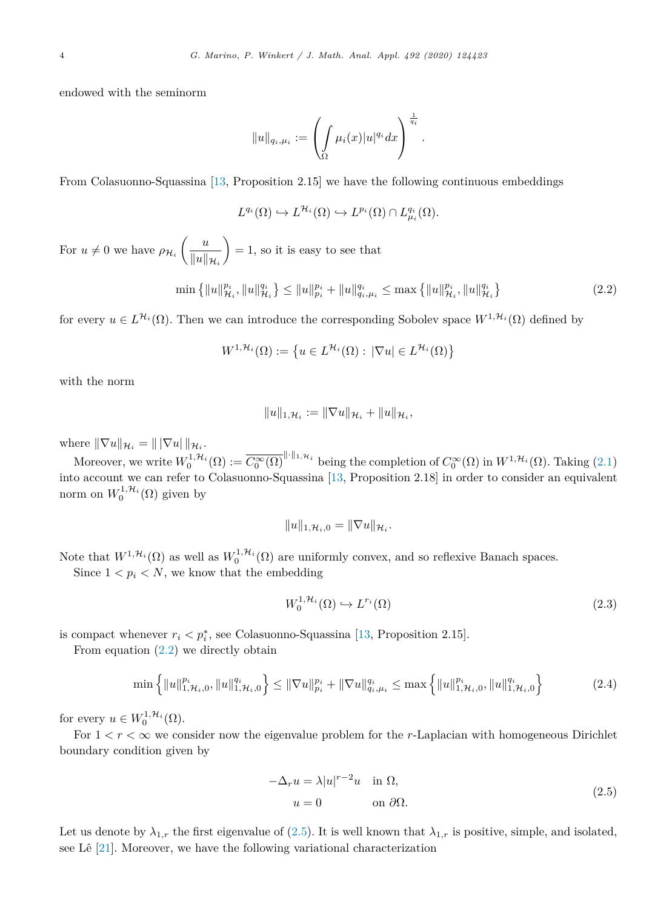endowed with the seminorm

$$\|u\|_{q_i,\mu_i} := \left( \int_\Omega \mu_i(x)|u|^{q_i} dx \right)^{\frac{1}{q_i}}.$$

From Colasuonno-Squassina [13, Proposition 2.15] we have the following continuous embeddings

$$L^{q_i}(\Omega) \hookrightarrow L^{\mathcal{H}_i}(\Omega) \hookrightarrow L^{p_i}(\Omega) \cap L^{q_i}_{\mu_i}(\Omega).$$

For $u \neq 0$ we have $\rho_{\mathcal{H}_i}\left(\frac{u}{\|u\|_{\mathcal{H}_i}}\right) = 1$, so it is easy to see that

$$\min\left\{\|u\|_{\mathcal{H}_i}^{p_i}, \|u\|_{\mathcal{H}_i}^{q_i}\right\} \leq \|u\|_{p_i}^{p_i} + \|u\|_{q_i,\mu_i}^{q_i} \leq \max\left\{\|u\|_{\mathcal{H}_i}^{p_i}, \|u\|_{\mathcal{H}_i}^{q_i}\right\} \tag{2.2}$$

for every $u \in L^{\mathcal{H}_i}(\Omega)$. Then we can introduce the corresponding Sobolev space $W^{1,\mathcal{H}_i}(\Omega)$ defined by

$$W^{1,\mathcal{H}_i}(\Omega) := \left\{u \in L^{\mathcal{H}_i}(\Omega) : |\nabla u| \in L^{\mathcal{H}_i}(\Omega)\right\}$$

with the norm

$$\|u\|_{1,\mathcal{H}_i} := \|\nabla u\|_{\mathcal{H}_i} + \|u\|_{\mathcal{H}_i},$$

where $\|\nabla u\|_{\mathcal{H}_i} = \| \, |\nabla u| \, \|_{\mathcal{H}_i}$.

Moreover, we write $W^{1,\mathcal{H}_i}_0(\Omega) := \overline{C^\infty_0(\Omega)}^{\|\cdot\|_{1,\mathcal{H}_i}}$ being the completion of $C^\infty_0(\Omega)$ in $W^{1,\mathcal{H}_i}(\Omega)$. Taking (2.1) into account we can refer to Colasuonno-Squassina [13, Proposition 2.18] in order to consider an equivalent norm on $W^{1,\mathcal{H}_i}_0(\Omega)$ given by

$$\|u\|_{1,\mathcal{H}_i,0} = \|\nabla u\|_{\mathcal{H}_i}.$$

Note that $W^{1,\mathcal{H}_i}(\Omega)$ as well as $W^{1,\mathcal{H}_i}_0(\Omega)$ are uniformly convex, and so reflexive Banach spaces.

Since $1 < p_i < N$, we know that the embedding

$$W^{1,\mathcal{H}_i}_0(\Omega) \hookrightarrow L^{r_i}(\Omega) \tag{2.3}$$

is compact whenever $r_i < p_i^*$, see Colasuonno-Squassina [13, Proposition 2.15].

From equation (2.2) we directly obtain

$$\min\left\{\|u\|_{1,\mathcal{H}_i,0}^{p_i}, \|u\|_{1,\mathcal{H}_i,0}^{q_i}\right\} \leq \|\nabla u\|_{p_i}^{p_i} + \|\nabla u\|_{q_i,\mu_i}^{q_i} \leq \max\left\{\|u\|_{1,\mathcal{H}_i,0}^{p_i}, \|u\|_{1,\mathcal{H}_i,0}^{q_i}\right\} \tag{2.4}$$

for every $u \in W^{1,\mathcal{H}_i}_0(\Omega)$.

For $1 < r < \infty$ we consider now the eigenvalue problem for the $r$-Laplacian with homogeneous Dirichlet boundary condition given by

$$\begin{aligned} -\Delta_r u &= \lambda |u|^{r-2}u \quad && \text{in } \Omega, \\ u &= 0 && \text{on } \partial\Omega. \end{aligned} \tag{2.5}$$

Let us denote by $\lambda_{1,r}$ the first eigenvalue of (2.5). It is well known that $\lambda_{1,r}$ is positive, simple, and isolated, see Lê [21]. Moreover, we have the following variational characterization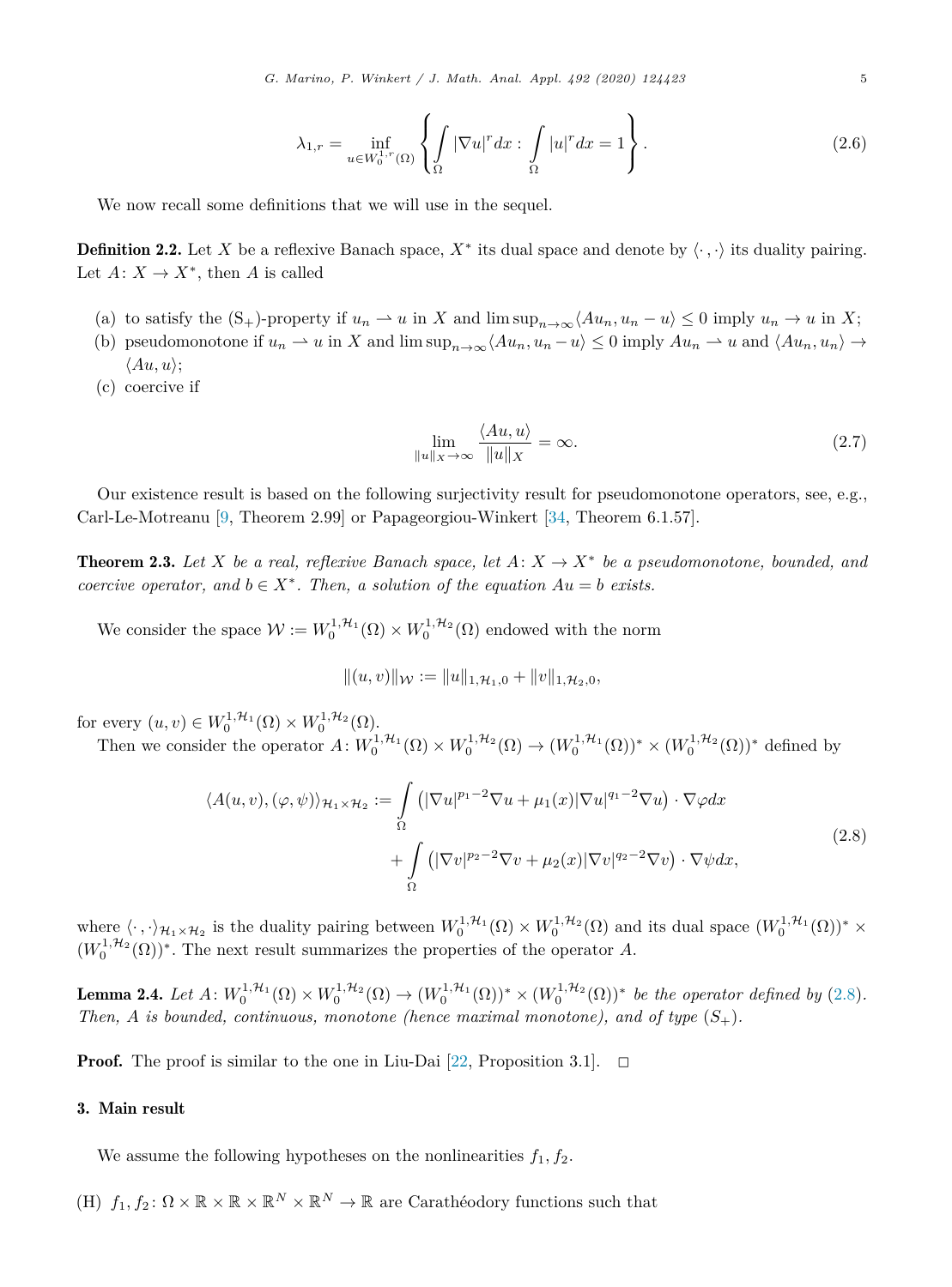$$\lambda_{1,r} = \inf_{u \in W_0^{1,r}(\Omega)} \left\{ \int_\Omega |\nabla u|^r dx : \int_\Omega |u|^r dx = 1 \right\}. \tag{2.6}$$

We now recall some definitions that we will use in the sequel.

**Definition 2.2.** Let $X$ be a reflexive Banach space, $X^*$ its dual space and denote by $\langle \cdot , \cdot \rangle$ its duality pairing. Let $A: X \to X^*$, then $A$ is called

(a) to satisfy the ($S_+$)-property if $u_n \rightharpoonup u$ in $X$ and $\limsup_{n\to\infty} \langle Au_n, u_n - u\rangle \le 0$ imply $u_n \to u$ in $X$;
(b) pseudomonotone if $u_n \rightharpoonup u$ in $X$ and $\limsup_{n\to\infty} \langle Au_n, u_n - u\rangle \le 0$ imply $Au_n \rightharpoonup u$ and $\langle Au_n, u_n\rangle \to \langle Au, u\rangle$;
(c) coercive if

$$\lim_{\|u\|_X \to \infty} \frac{\langle Au, u\rangle}{\|u\|_X} = \infty. \tag{2.7}$$

Our existence result is based on the following surjectivity result for pseudomonotone operators, see, e.g., Carl-Le-Motreanu [9, Theorem 2.99] or Papageorgiou-Winkert [34, Theorem 6.1.57].

**Theorem 2.3.** *Let $X$ be a real, reflexive Banach space, let $A: X \to X^*$ be a pseudomonotone, bounded, and coercive operator, and $b \in X^*$. Then, a solution of the equation $Au = b$ exists.*

We consider the space $\mathcal{W} := W_0^{1,\mathcal{H}_1}(\Omega) \times W_0^{1,\mathcal{H}_2}(\Omega)$ endowed with the norm

$$\|(u, v)\|_{\mathcal{W}} := \|u\|_{1,\mathcal{H}_1,0} + \|v\|_{1,\mathcal{H}_2,0},$$

for every $(u, v) \in W_0^{1,\mathcal{H}_1}(\Omega) \times W_0^{1,\mathcal{H}_2}(\Omega)$.

Then we consider the operator $A: W_0^{1,\mathcal{H}_1}(\Omega) \times W_0^{1,\mathcal{H}_2}(\Omega) \to (W_0^{1,\mathcal{H}_1}(\Omega))^* \times (W_0^{1,\mathcal{H}_2}(\Omega))^*$ defined by

$$\begin{aligned}\langle A(u, v), (\varphi, \psi)\rangle_{\mathcal{H}_1 \times \mathcal{H}_2} := &\int_\Omega \left(|\nabla u|^{p_1-2}\nabla u + \mu_1(x)|\nabla u|^{q_1-2}\nabla u\right) \cdot \nabla\varphi dx \\ &+ \int_\Omega \left(|\nabla v|^{p_2-2}\nabla v + \mu_2(x)|\nabla v|^{q_2-2}\nabla v\right) \cdot \nabla\psi dx,\end{aligned} \tag{2.8}$$

where $\langle \cdot , \cdot \rangle_{\mathcal{H}_1 \times \mathcal{H}_2}$ is the duality pairing between $W_0^{1,\mathcal{H}_1}(\Omega) \times W_0^{1,\mathcal{H}_2}(\Omega)$ and its dual space $(W_0^{1,\mathcal{H}_1}(\Omega))^* \times (W_0^{1,\mathcal{H}_2}(\Omega))^*$. The next result summarizes the properties of the operator $A$.

**Lemma 2.4.** *Let $A: W_0^{1,\mathcal{H}_1}(\Omega) \times W_0^{1,\mathcal{H}_2}(\Omega) \to (W_0^{1,\mathcal{H}_1}(\Omega))^* \times (W_0^{1,\mathcal{H}_2}(\Omega))^*$ be the operator defined by (2.8). Then, $A$ is bounded, continuous, monotone (hence maximal monotone), and of type ($S_+$).*

**Proof.** The proof is similar to the one in Liu-Dai [22, Proposition 3.1]. □

## 3. Main result

We assume the following hypotheses on the nonlinearities $f_1, f_2$.

(H) $f_1, f_2: \Omega \times \mathbb{R} \times \mathbb{R} \times \mathbb{R}^N \times \mathbb{R}^N \to \mathbb{R}$ are Carathéodory functions such that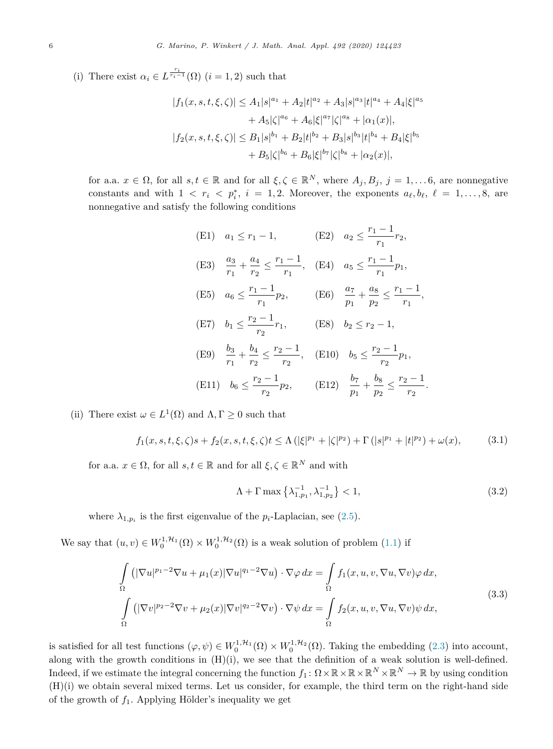(i) There exist $\alpha_i \in L^{\frac{r_i}{r_i-1}}(\Omega)$ $(i=1,2)$ such that

$$
\begin{aligned}
|f_1(x,s,t,\xi,\zeta)| &\leq A_1|s|^{a_1} + A_2|t|^{a_2} + A_3|s|^{a_3}|t|^{a_4} + A_4|\xi|^{a_5} \\
&\quad + A_5|\zeta|^{a_6} + A_6|\xi|^{a_7}|\zeta|^{a_8} + |\alpha_1(x)|, \\
|f_2(x,s,t,\xi,\zeta)| &\leq B_1|s|^{b_1} + B_2|t|^{b_2} + B_3|s|^{b_3}|t|^{b_4} + B_4|\xi|^{b_5} \\
&\quad + B_5|\zeta|^{b_6} + B_6|\xi|^{b_7}|\zeta|^{b_8} + |\alpha_2(x)|,
\end{aligned}
$$

for a.a. $x \in \Omega$, for all $s,t \in \mathbb{R}$ and for all $\xi, \zeta \in \mathbb{R}^N$, where $A_j, B_j$, $j = 1, \dots 6$, are nonnegative constants and with $1 < r_i < p_i^*$, $i = 1,2$. Moreover, the exponents $a_\ell, b_\ell$, $\ell = 1, \dots, 8$, are nonnegative and satisfy the following conditions

$$
\begin{aligned}
&\text{(E1)} \quad a_1 \leq r_1 - 1, && \text{(E2)} \quad a_2 \leq \frac{r_1-1}{r_1} r_2, \\
&\text{(E3)} \quad \frac{a_3}{r_1} + \frac{a_4}{r_2} \leq \frac{r_1-1}{r_1}, && \text{(E4)} \quad a_5 \leq \frac{r_1-1}{r_1} p_1, \\
&\text{(E5)} \quad a_6 \leq \frac{r_1-1}{r_1} p_2, && \text{(E6)} \quad \frac{a_7}{p_1} + \frac{a_8}{p_2} \leq \frac{r_1-1}{r_1}, \\
&\text{(E7)} \quad b_1 \leq \frac{r_2-1}{r_2} r_1, && \text{(E8)} \quad b_2 \leq r_2 - 1, \\
&\text{(E9)} \quad \frac{b_3}{r_1} + \frac{b_4}{r_2} \leq \frac{r_2-1}{r_2}, && \text{(E10)} \quad b_5 \leq \frac{r_2-1}{r_2} p_1, \\
&\text{(E11)} \quad b_6 \leq \frac{r_2-1}{r_2} p_2, && \text{(E12)} \quad \frac{b_7}{p_1} + \frac{b_8}{p_2} \leq \frac{r_2-1}{r_2}.
\end{aligned}
$$

(ii) There exist $\omega \in L^1(\Omega)$ and $\Lambda, \Gamma \geq 0$ such that

$$
f_1(x,s,t,\xi,\zeta)s + f_2(x,s,t,\xi,\zeta)t \leq \Lambda\left(|\xi|^{p_1} + |\zeta|^{p_2}\right) + \Gamma\left(|s|^{p_1} + |t|^{p_2}\right) + \omega(x), \tag{3.1}
$$

for a.a. $x \in \Omega$, for all $s,t \in \mathbb{R}$ and for all $\xi, \zeta \in \mathbb{R}^N$ and with

$$
\Lambda + \Gamma \max\left\{\lambda_{1,p_1}^{-1}, \lambda_{1,p_2}^{-1}\right\} < 1, \tag{3.2}
$$

where $\lambda_{1,p_i}$ is the first eigenvalue of the $p_i$-Laplacian, see (2.5).

We say that $(u,v) \in W_0^{1,\mathcal{H}_1}(\Omega) \times W_0^{1,\mathcal{H}_2}(\Omega)$ is a weak solution of problem (1.1) if

$$
\begin{aligned}
\int_\Omega \left(|\nabla u|^{p_1-2}\nabla u + \mu_1(x)|\nabla u|^{q_1-2}\nabla u\right) \cdot \nabla \varphi \, dx &= \int_\Omega f_1(x,u,v,\nabla u,\nabla v)\varphi \, dx, \\
\int_\Omega \left(|\nabla v|^{p_2-2}\nabla v + \mu_2(x)|\nabla v|^{q_2-2}\nabla v\right) \cdot \nabla \psi \, dx &= \int_\Omega f_2(x,u,v,\nabla u,\nabla v)\psi \, dx,
\end{aligned} \tag{3.3}
$$

is satisfied for all test functions $(\varphi, \psi) \in W_0^{1,\mathcal{H}_1}(\Omega) \times W_0^{1,\mathcal{H}_2}(\Omega)$. Taking the embedding (2.3) into account, along with the growth conditions in (H)(i), we see that the definition of a weak solution is well-defined. Indeed, if we estimate the integral concerning the function $f_1\colon \Omega \times \mathbb{R} \times \mathbb{R} \times \mathbb{R}^N \times \mathbb{R}^N \to \mathbb{R}$ by using condition (H)(i) we obtain several mixed terms. Let us consider, for example, the third term on the right-hand side of the growth of $f_1$. Applying Hölder's inequality we get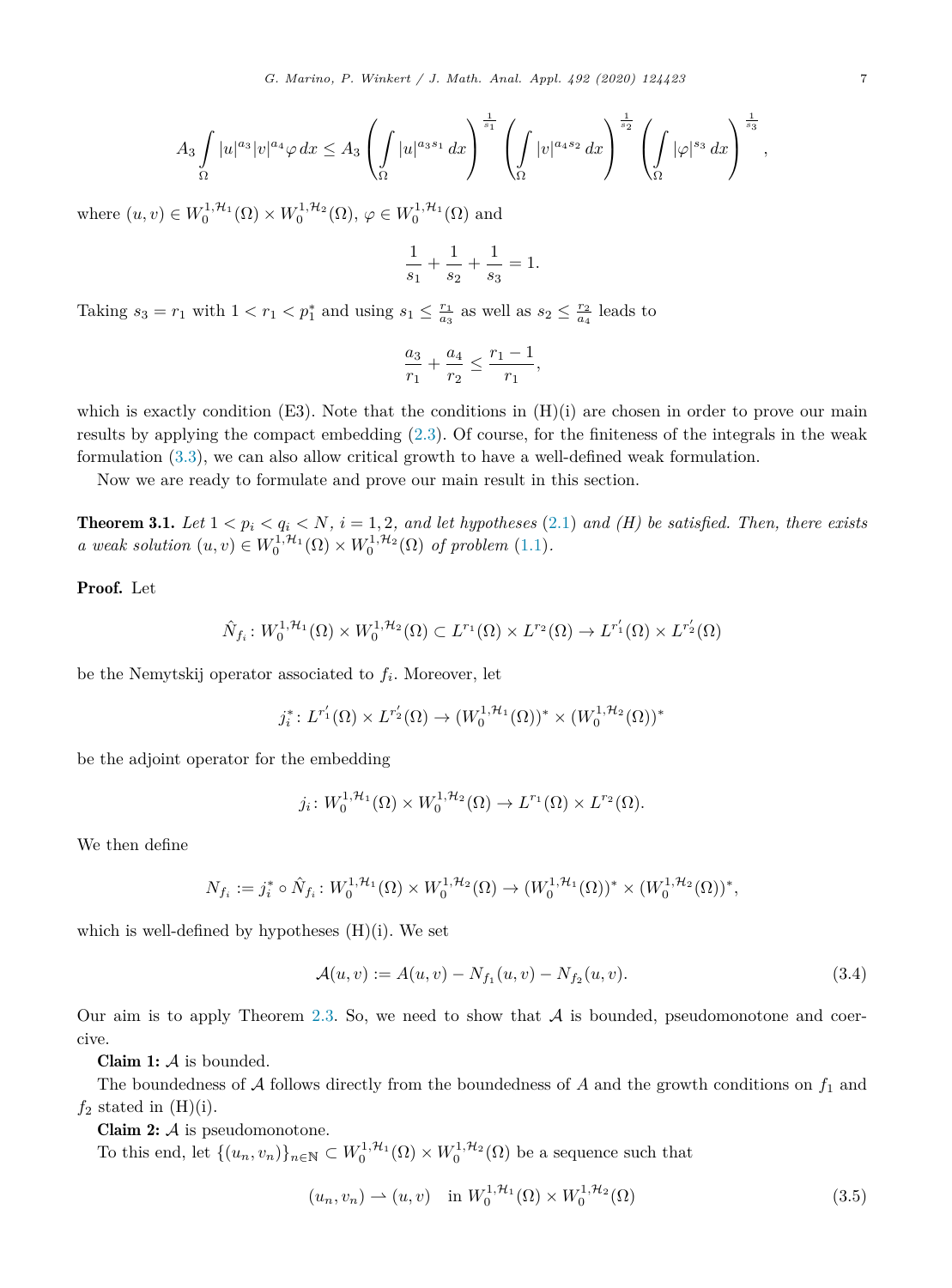$$A_3 \int_\Omega |u|^{a_3}|v|^{a_4}\varphi \, dx \le A_3 \left( \int_\Omega |u|^{a_3 s_1} \, dx \right)^{\frac{1}{s_1}} \left( \int_\Omega |v|^{a_4 s_2} \, dx \right)^{\frac{1}{s_2}} \left( \int_\Omega |\varphi|^{s_3} \, dx \right)^{\frac{1}{s_3}},$$

where $(u,v) \in W_0^{1,\mathcal{H}_1}(\Omega) \times W_0^{1,\mathcal{H}_2}(\Omega)$, $\varphi \in W_0^{1,\mathcal{H}_1}(\Omega)$ and

$$\frac{1}{s_1} + \frac{1}{s_2} + \frac{1}{s_3} = 1.$$

Taking $s_3 = r_1$ with $1 < r_1 < p_1^*$ and using $s_1 \le \frac{r_1}{a_3}$ as well as $s_2 \le \frac{r_2}{a_4}$ leads to

$$\frac{a_3}{r_1} + \frac{a_4}{r_2} \le \frac{r_1 - 1}{r_1},$$

which is exactly condition (E3). Note that the conditions in (H)(i) are chosen in order to prove our main results by applying the compact embedding (2.3). Of course, for the finiteness of the integrals in the weak formulation (3.3), we can also allow critical growth to have a well-defined weak formulation.

Now we are ready to formulate and prove our main result in this section.

**Theorem 3.1.** *Let $1 < p_i < q_i < N$, $i = 1, 2$, and let hypotheses (2.1) and (H) be satisfied. Then, there exists a weak solution $(u,v) \in W_0^{1,\mathcal{H}_1}(\Omega) \times W_0^{1,\mathcal{H}_2}(\Omega)$ of problem (1.1).*

**Proof.** Let

$$\hat{N}_{f_i} \colon W_0^{1,\mathcal{H}_1}(\Omega) \times W_0^{1,\mathcal{H}_2}(\Omega) \subset L^{r_1}(\Omega) \times L^{r_2}(\Omega) \to L^{r_1'}(\Omega) \times L^{r_2'}(\Omega)$$

be the Nemytskij operator associated to $f_i$. Moreover, let

$$j_i^* \colon L^{r_1'}(\Omega) \times L^{r_2'}(\Omega) \to (W_0^{1,\mathcal{H}_1}(\Omega))^* \times (W_0^{1,\mathcal{H}_2}(\Omega))^*$$

be the adjoint operator for the embedding

$$j_i \colon W_0^{1,\mathcal{H}_1}(\Omega) \times W_0^{1,\mathcal{H}_2}(\Omega) \to L^{r_1}(\Omega) \times L^{r_2}(\Omega).$$

We then define

$$N_{f_i} := j_i^* \circ \hat{N}_{f_i} \colon W_0^{1,\mathcal{H}_1}(\Omega) \times W_0^{1,\mathcal{H}_2}(\Omega) \to (W_0^{1,\mathcal{H}_1}(\Omega))^* \times (W_0^{1,\mathcal{H}_2}(\Omega))^*,$$

which is well-defined by hypotheses (H)(i). We set

$$\mathcal{A}(u,v) := A(u,v) - N_{f_1}(u,v) - N_{f_2}(u,v). \tag{3.4}$$

Our aim is to apply Theorem 2.3. So, we need to show that $\mathcal{A}$ is bounded, pseudomonotone and coercive.

**Claim 1:** $\mathcal{A}$ is bounded.

The boundedness of $\mathcal{A}$ follows directly from the boundedness of $A$ and the growth conditions on $f_1$ and $f_2$ stated in (H)(i).

**Claim 2:** $\mathcal{A}$ is pseudomonotone.

To this end, let $\{(u_n, v_n)\}_{n\in\mathbb{N}} \subset W_0^{1,\mathcal{H}_1}(\Omega) \times W_0^{1,\mathcal{H}_2}(\Omega)$ be a sequence such that

$$(u_n, v_n) \rightharpoonup (u,v) \quad \text{in } W_0^{1,\mathcal{H}_1}(\Omega) \times W_0^{1,\mathcal{H}_2}(\Omega) \tag{3.5}$$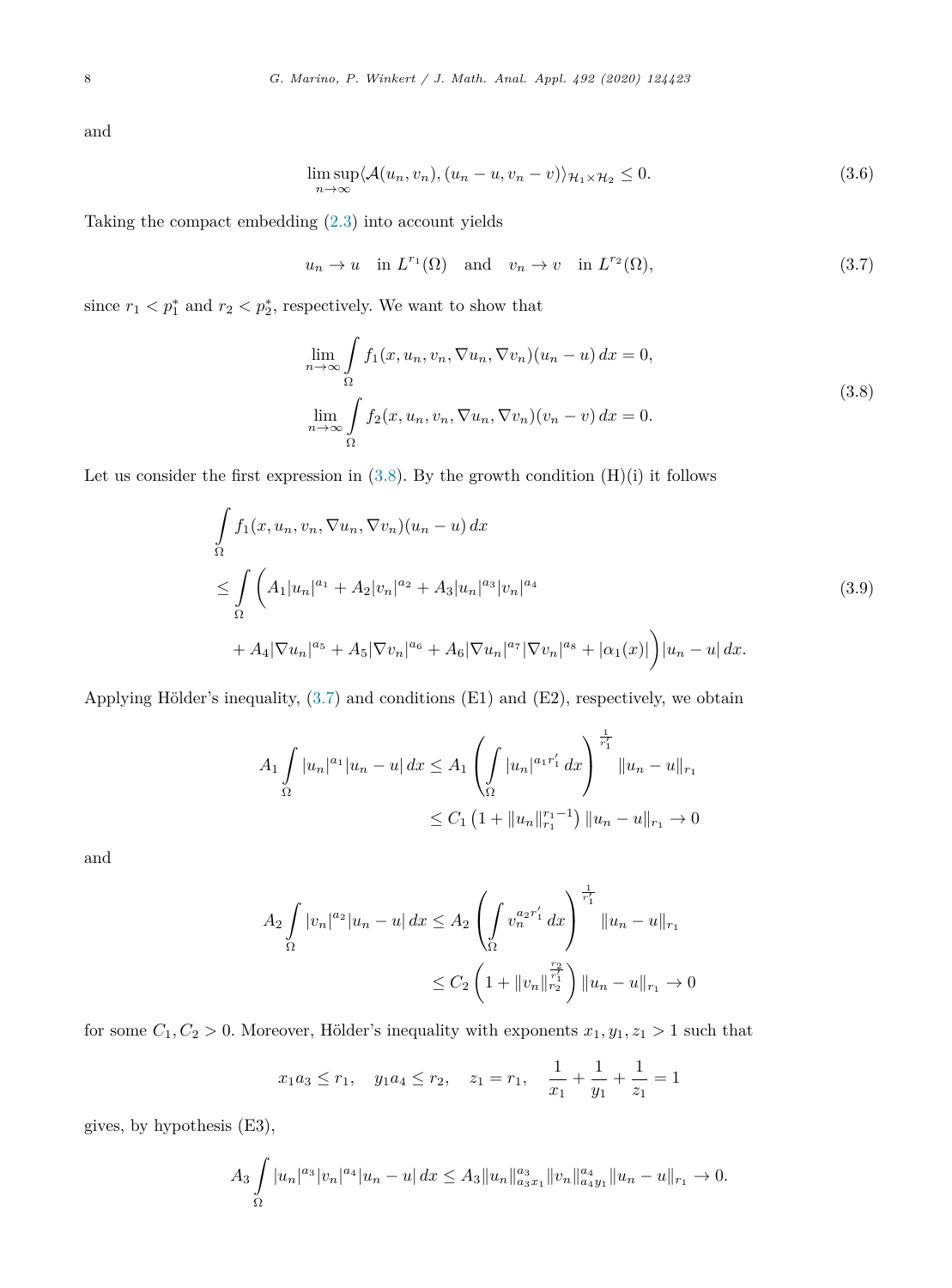and

$$\limsup_{n\to\infty} \langle \mathcal{A}(u_n, v_n), (u_n - u, v_n - v)\rangle_{\mathcal{H}_1 \times \mathcal{H}_2} \leq 0. \tag{3.6}$$

Taking the compact embedding (2.3) into account yields

$$u_n \to u \quad \text{in } L^{r_1}(\Omega) \quad \text{and} \quad v_n \to v \quad \text{in } L^{r_2}(\Omega), \tag{3.7}$$

since $r_1 < p_1^*$ and $r_2 < p_2^*$, respectively. We want to show that

$$\begin{aligned}
&\lim_{n\to\infty} \int_\Omega f_1(x, u_n, v_n, \nabla u_n, \nabla v_n)(u_n - u)\, dx = 0, \\
&\lim_{n\to\infty} \int_\Omega f_2(x, u_n, v_n, \nabla u_n, \nabla v_n)(v_n - v)\, dx = 0.
\end{aligned} \tag{3.8}$$

Let us consider the first expression in (3.8). By the growth condition (H)(i) it follows

$$\begin{aligned}
&\int_\Omega f_1(x, u_n, v_n, \nabla u_n, \nabla v_n)(u_n - u)\, dx \\
&\leq \int_\Omega \Big( A_1 |u_n|^{a_1} + A_2 |v_n|^{a_2} + A_3 |u_n|^{a_3} |v_n|^{a_4} \\
&\quad + A_4 |\nabla u_n|^{a_5} + A_5 |\nabla v_n|^{a_6} + A_6 |\nabla u_n|^{a_7} |\nabla v_n|^{a_8} + |\alpha_1(x)| \Big) |u_n - u|\, dx.
\end{aligned} \tag{3.9}$$

Applying Hölder's inequality, (3.7) and conditions (E1) and (E2), respectively, we obtain

$$\begin{aligned}
A_1 \int_\Omega |u_n|^{a_1} |u_n - u|\, dx &\leq A_1 \left( \int_\Omega |u_n|^{a_1 r_1'}\, dx \right)^{\frac{1}{r_1'}} \|u_n - u\|_{r_1} \\
&\leq C_1 \left(1 + \|u_n\|_{r_1}^{r_1 - 1}\right) \|u_n - u\|_{r_1} \to 0
\end{aligned}$$

and

$$\begin{aligned}
A_2 \int_\Omega |v_n|^{a_2} |u_n - u|\, dx &\leq A_2 \left( \int_\Omega v_n^{a_2 r_1'}\, dx \right)^{\frac{1}{r_1'}} \|u_n - u\|_{r_1} \\
&\leq C_2 \left(1 + \|v_n\|_{r_2}^{\frac{r_2}{r_1'}}\right) \|u_n - u\|_{r_1} \to 0
\end{aligned}$$

for some $C_1, C_2 > 0$. Moreover, Hölder's inequality with exponents $x_1, y_1, z_1 > 1$ such that

$$x_1 a_3 \leq r_1, \quad y_1 a_4 \leq r_2, \quad z_1 = r_1, \quad \frac{1}{x_1} + \frac{1}{y_1} + \frac{1}{z_1} = 1$$

gives, by hypothesis (E3),

$$A_3 \int_\Omega |u_n|^{a_3} |v_n|^{a_4} |u_n - u|\, dx \leq A_3 \|u_n\|_{a_3 x_1}^{a_3} \|v_n\|_{a_4 y_1}^{a_4} \|u_n - u\|_{r_1} \to 0.$$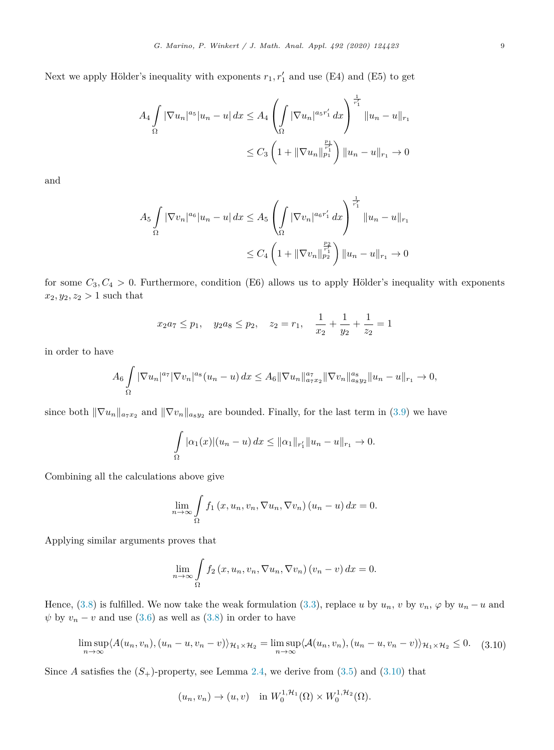Next we apply Hölder's inequality with exponents $r_1, r_1'$ and use (E4) and (E5) to get

$$
\begin{aligned}
A_4 \int\limits_\Omega |\nabla u_n|^{a_5} |u_n - u| \, dx &\le A_4 \left( \int\limits_\Omega |\nabla u_n|^{a_5 r_1'} \, dx \right)^{\frac{1}{r_1'}} \|u_n - u\|_{r_1} \\
&\le C_3 \left( 1 + \|\nabla u_n\|_{p_1}^{\frac{p_1}{r_1'}} \right) \|u_n - u\|_{r_1} \to 0
\end{aligned}
$$

and

$$
\begin{aligned}
A_5 \int\limits_\Omega |\nabla v_n|^{a_6} |u_n - u| \, dx &\le A_5 \left( \int\limits_\Omega |\nabla v_n|^{a_6 r_1'} \, dx \right)^{\frac{1}{r_1'}} \|u_n - u\|_{r_1} \\
&\le C_4 \left( 1 + \|\nabla v_n\|_{p_2}^{\frac{p_2}{r_1'}} \right) \|u_n - u\|_{r_1} \to 0
\end{aligned}
$$

for some $C_3, C_4 > 0$. Furthermore, condition (E6) allows us to apply Hölder's inequality with exponents $x_2, y_2, z_2 > 1$ such that

$$
x_2 a_7 \le p_1, \quad y_2 a_8 \le p_2, \quad z_2 = r_1, \quad \frac{1}{x_2} + \frac{1}{y_2} + \frac{1}{z_2} = 1
$$

in order to have

$$
A_6 \int\limits_\Omega |\nabla u_n|^{a_7} |\nabla v_n|^{a_8} (u_n - u) \, dx \le A_6 \|\nabla u_n\|_{a_7 x_2}^{a_7} \|\nabla v_n\|_{a_8 y_2}^{a_8} \|u_n - u\|_{r_1} \to 0,
$$

since both $\|\nabla u_n\|_{a_7 x_2}$ and $\|\nabla v_n\|_{a_8 y_2}$ are bounded. Finally, for the last term in (3.9) we have

$$
\int\limits_\Omega |\alpha_1(x)| (u_n - u) \, dx \le \|\alpha_1\|_{r_1'} \|u_n - u\|_{r_1} \to 0.
$$

Combining all the calculations above give

$$
\lim_{n \to \infty} \int\limits_\Omega f_1 \left( x, u_n, v_n, \nabla u_n, \nabla v_n \right) (u_n - u) \, dx = 0.
$$

Applying similar arguments proves that

$$
\lim_{n \to \infty} \int\limits_\Omega f_2 \left( x, u_n, v_n, \nabla u_n, \nabla v_n \right) (v_n - v) \, dx = 0.
$$

Hence, (3.8) is fulfilled. We now take the weak formulation (3.3), replace $u$ by $u_n$, $v$ by $v_n$, $\varphi$ by $u_n - u$ and $\psi$ by $v_n - v$ and use (3.6) as well as (3.8) in order to have

$$
\limsup_{n \to \infty} \langle A(u_n, v_n), (u_n - u, v_n - v) \rangle_{\mathcal{H}_1 \times \mathcal{H}_2} = \limsup_{n \to \infty} \langle \mathcal{A}(u_n, v_n), (u_n - u, v_n - v) \rangle_{\mathcal{H}_1 \times \mathcal{H}_2} \le 0. \tag{3.10}
$$

Since $A$ satisfies the $(S_+)$-property, see Lemma 2.4, we derive from (3.5) and (3.10) that

$$
(u_n, v_n) \to (u, v) \quad \text{in } W_0^{1,\mathcal{H}_1}(\Omega) \times W_0^{1,\mathcal{H}_2}(\Omega).
$$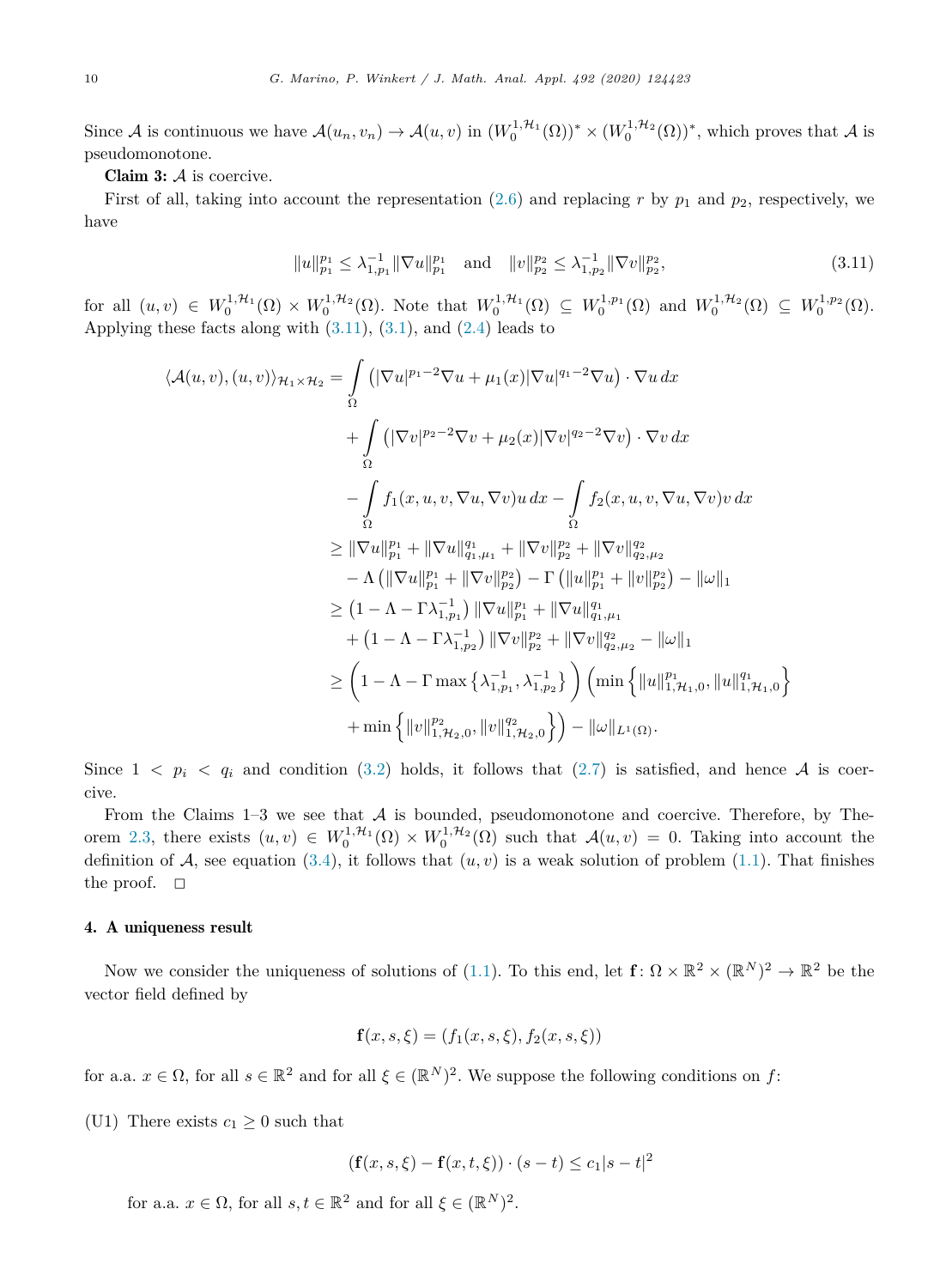Since $\mathcal{A}$ is continuous we have $\mathcal{A}(u_n, v_n) \to \mathcal{A}(u,v)$ in $(W_0^{1,\mathcal{H}_1}(\Omega))^* \times (W_0^{1,\mathcal{H}_2}(\Omega))^*$, which proves that $\mathcal{A}$ is pseudomonotone.

**Claim 3:** $\mathcal{A}$ is coercive.

First of all, taking into account the representation (2.6) and replacing $r$ by $p_1$ and $p_2$, respectively, we have

$$\|u\|_{p_1}^{p_1} \le \lambda_{1,p_1}^{-1} \|\nabla u\|_{p_1}^{p_1} \quad \text{and} \quad \|v\|_{p_2}^{p_2} \le \lambda_{1,p_2}^{-1} \|\nabla v\|_{p_2}^{p_2}, \tag{3.11}$$

for all $(u,v) \in W_0^{1,\mathcal{H}_1}(\Omega) \times W_0^{1,\mathcal{H}_2}(\Omega)$. Note that $W_0^{1,\mathcal{H}_1}(\Omega) \subseteq W_0^{1,p_1}(\Omega)$ and $W_0^{1,\mathcal{H}_2}(\Omega) \subseteq W_0^{1,p_2}(\Omega)$. Applying these facts along with (3.11), (3.1), and (2.4) leads to

$$\begin{aligned}
\langle \mathcal{A}(u,v),(u,v)\rangle_{\mathcal{H}_1\times\mathcal{H}_2} &= \int_\Omega \left(|\nabla u|^{p_1-2}\nabla u + \mu_1(x)|\nabla u|^{q_1-2}\nabla u\right)\cdot \nabla u \, dx \\
&\quad + \int_\Omega \left(|\nabla v|^{p_2-2}\nabla v + \mu_2(x)|\nabla v|^{q_2-2}\nabla v\right)\cdot \nabla v \, dx \\
&\quad - \int_\Omega f_1(x,u,v,\nabla u,\nabla v) u \, dx - \int_\Omega f_2(x,u,v,\nabla u,\nabla v) v \, dx \\
&\ge \|\nabla u\|_{p_1}^{p_1} + \|\nabla u\|_{q_1,\mu_1}^{q_1} + \|\nabla v\|_{p_2}^{p_2} + \|\nabla v\|_{q_2,\mu_2}^{q_2} \\
&\quad - \Lambda\left(\|\nabla u\|_{p_1}^{p_1} + \|\nabla v\|_{p_2}^{p_2}\right) - \Gamma\left(\|u\|_{p_1}^{p_1} + \|v\|_{p_2}^{p_2}\right) - \|\omega\|_1 \\
&\ge \left(1-\Lambda-\Gamma\lambda_{1,p_1}^{-1}\right)\|\nabla u\|_{p_1}^{p_1} + \|\nabla u\|_{q_1,\mu_1}^{q_1} \\
&\quad + \left(1-\Lambda-\Gamma\lambda_{1,p_2}^{-1}\right)\|\nabla v\|_{p_2}^{p_2} + \|\nabla v\|_{q_2,\mu_2}^{q_2} - \|\omega\|_1 \\
&\ge \left(1-\Lambda-\Gamma\max\left\{\lambda_{1,p_1}^{-1},\lambda_{1,p_2}^{-1}\right\}\right)\left(\min\left\{\|u\|_{1,\mathcal{H}_1,0}^{p_1},\|u\|_{1,\mathcal{H}_1,0}^{q_1}\right\}\right. \\
&\quad \left. + \min\left\{\|v\|_{1,\mathcal{H}_2,0}^{p_2},\|v\|_{1,\mathcal{H}_2,0}^{q_2}\right\}\right) - \|\omega\|_{L^1(\Omega)}.
\end{aligned}$$

Since $1 < p_i < q_i$ and condition (3.2) holds, it follows that (2.7) is satisfied, and hence $\mathcal{A}$ is coercive.

From the Claims 1–3 we see that $\mathcal{A}$ is bounded, pseudomonotone and coercive. Therefore, by Theorem 2.3, there exists $(u,v) \in W_0^{1,\mathcal{H}_1}(\Omega) \times W_0^{1,\mathcal{H}_2}(\Omega)$ such that $\mathcal{A}(u,v) = 0$. Taking into account the definition of $\mathcal{A}$, see equation (3.4), it follows that $(u,v)$ is a weak solution of problem (1.1). That finishes the proof. $\square$

## 4. A uniqueness result

Now we consider the uniqueness of solutions of (1.1). To this end, let $\mathbf{f}\colon \Omega \times \mathbb{R}^2 \times (\mathbb{R}^N)^2 \to \mathbb{R}^2$ be the vector field defined by

$$\mathbf{f}(x,s,\xi) = (f_1(x,s,\xi), f_2(x,s,\xi))$$

for a.a. $x \in \Omega$, for all $s \in \mathbb{R}^2$ and for all $\xi \in (\mathbb{R}^N)^2$. We suppose the following conditions on $f$:

(U1) There exists $c_1 \ge 0$ such that

$$(\mathbf{f}(x,s,\xi) - \mathbf{f}(x,t,\xi)) \cdot (s-t) \le c_1 |s-t|^2$$

for a.a. $x \in \Omega$, for all $s,t \in \mathbb{R}^2$ and for all $\xi \in (\mathbb{R}^N)^2$.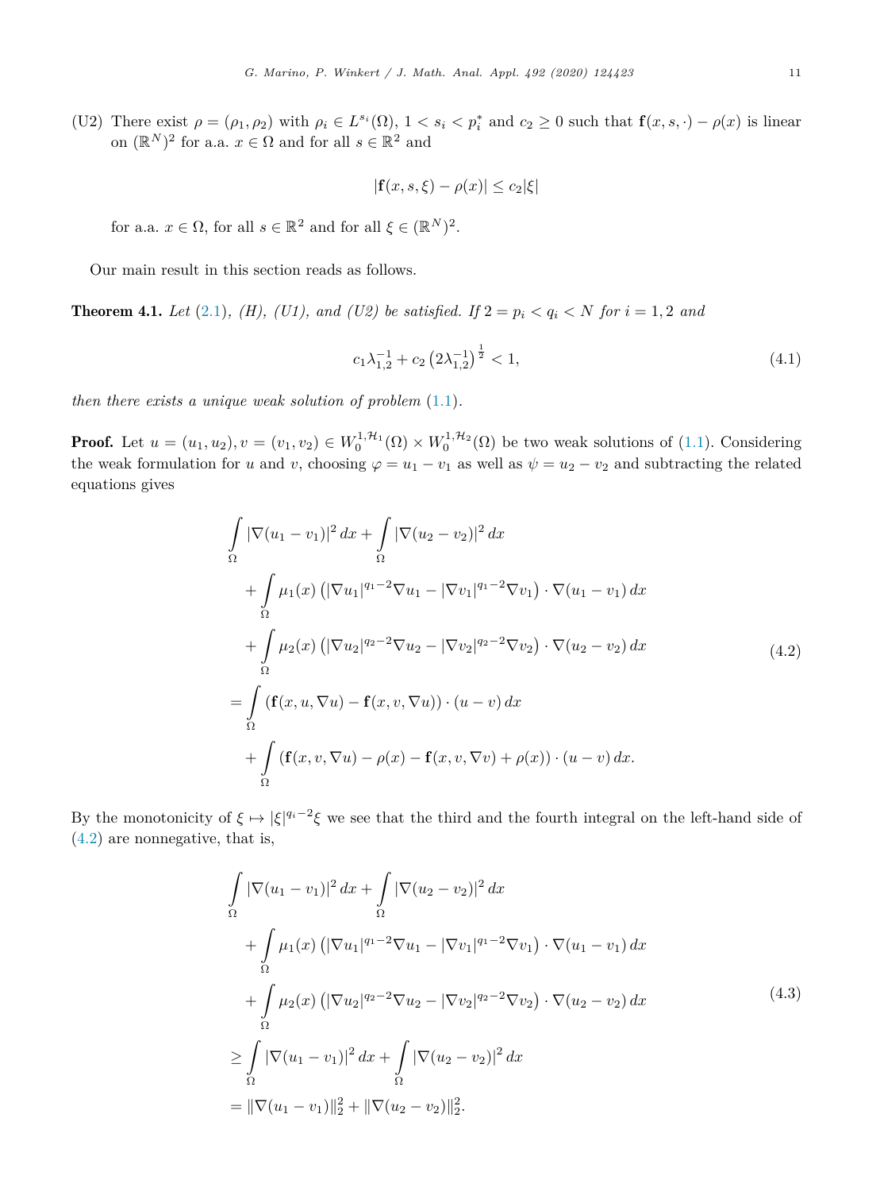(U2) There exist $\rho = (\rho_1, \rho_2)$ with $\rho_i \in L^{s_i}(\Omega)$, $1 < s_i < p_i^*$ and $c_2 \geq 0$ such that $\mathbf{f}(x, s, \cdot) - \rho(x)$ is linear on $(\mathbb{R}^N)^2$ for a.a. $x \in \Omega$ and for all $s \in \mathbb{R}^2$ and

$$|\mathbf{f}(x, s, \xi) - \rho(x)| \leq c_2 |\xi|$$

for a.a. $x \in \Omega$, for all $s \in \mathbb{R}^2$ and for all $\xi \in (\mathbb{R}^N)^2$.

Our main result in this section reads as follows.

**Theorem 4.1.** *Let (2.1), (H), (U1), and (U2) be satisfied. If $2 = p_i < q_i < N$ for $i = 1, 2$ and*

$$c_1 \lambda_{1,2}^{-1} + c_2 \left(2\lambda_{1,2}^{-1}\right)^{\frac{1}{2}} < 1, \tag{4.1}$$

*then there exists a unique weak solution of problem (1.1).*

**Proof.** Let $u = (u_1, u_2), v = (v_1, v_2) \in W_0^{1,\mathcal{H}_1}(\Omega) \times W_0^{1,\mathcal{H}_2}(\Omega)$ be two weak solutions of (1.1). Considering the weak formulation for $u$ and $v$, choosing $\varphi = u_1 - v_1$ as well as $\psi = u_2 - v_2$ and subtracting the related equations gives

$$\begin{aligned}
&\int_\Omega |\nabla(u_1 - v_1)|^2 \, dx + \int_\Omega |\nabla(u_2 - v_2)|^2 \, dx \\
&\quad + \int_\Omega \mu_1(x) \left(|\nabla u_1|^{q_1 - 2} \nabla u_1 - |\nabla v_1|^{q_1 - 2} \nabla v_1\right) \cdot \nabla(u_1 - v_1) \, dx \\
&\quad + \int_\Omega \mu_2(x) \left(|\nabla u_2|^{q_2 - 2} \nabla u_2 - |\nabla v_2|^{q_2 - 2} \nabla v_2\right) \cdot \nabla(u_2 - v_2) \, dx \\
&= \int_\Omega (\mathbf{f}(x, u, \nabla u) - \mathbf{f}(x, v, \nabla u)) \cdot (u - v) \, dx \\
&\quad + \int_\Omega (\mathbf{f}(x, v, \nabla u) - \rho(x) - \mathbf{f}(x, v, \nabla v) + \rho(x)) \cdot (u - v) \, dx.
\end{aligned} \tag{4.2}$$

By the monotonicity of $\xi \mapsto |\xi|^{q_i - 2} \xi$ we see that the third and the fourth integral on the left-hand side of (4.2) are nonnegative, that is,

$$\begin{aligned}
&\int_\Omega |\nabla(u_1 - v_1)|^2 \, dx + \int_\Omega |\nabla(u_2 - v_2)|^2 \, dx \\
&\quad + \int_\Omega \mu_1(x) \left(|\nabla u_1|^{q_1 - 2} \nabla u_1 - |\nabla v_1|^{q_1 - 2} \nabla v_1\right) \cdot \nabla(u_1 - v_1) \, dx \\
&\quad + \int_\Omega \mu_2(x) \left(|\nabla u_2|^{q_2 - 2} \nabla u_2 - |\nabla v_2|^{q_2 - 2} \nabla v_2\right) \cdot \nabla(u_2 - v_2) \, dx \\
&\geq \int_\Omega |\nabla(u_1 - v_1)|^2 \, dx + \int_\Omega |\nabla(u_2 - v_2)|^2 \, dx \\
&= \|\nabla(u_1 - v_1)\|_2^2 + \|\nabla(u_2 - v_2)\|_2^2.
\end{aligned} \tag{4.3}$$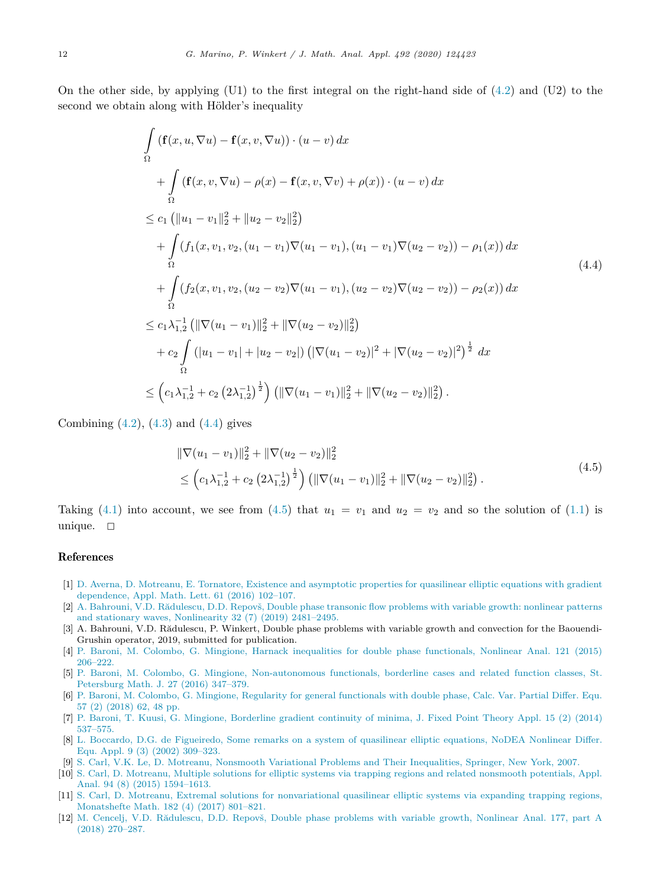On the other side, by applying (U1) to the first integral on the right-hand side of (4.2) and (U2) to the second we obtain along with Hölder's inequality

$$
\begin{aligned}
&\int_\Omega (\mathbf{f}(x,u,\nabla u) - \mathbf{f}(x,v,\nabla u)) \cdot (u-v)\,dx \\
&\quad + \int_\Omega (\mathbf{f}(x,v,\nabla u) - \rho(x) - \mathbf{f}(x,v,\nabla v) + \rho(x)) \cdot (u-v)\,dx \\
&\le c_1 \left(\|u_1 - v_1\|_2^2 + \|u_2 - v_2\|_2^2\right) \\
&\quad + \int_\Omega (f_1(x,v_1,v_2,(u_1-v_1)\nabla(u_1-v_1),(u_1-v_1)\nabla(u_2-v_2)) - \rho_1(x))\,dx \\
&\quad + \int_\Omega (f_2(x,v_1,v_2,(u_2-v_2)\nabla(u_1-v_1),(u_2-v_2)\nabla(u_2-v_2)) - \rho_2(x))\,dx \\
&\le c_1 \lambda_{1,2}^{-1} \left(\|\nabla(u_1 - v_1)\|_2^2 + \|\nabla(u_2 - v_2)\|_2^2\right) \\
&\quad + c_2 \int_\Omega (|u_1 - v_1| + |u_2 - v_2|) \left(|\nabla(u_1 - v_2)|^2 + |\nabla(u_2 - v_2)|^2\right)^{\frac{1}{2}}\,dx \\
&\le \left(c_1 \lambda_{1,2}^{-1} + c_2 \left(2\lambda_{1,2}^{-1}\right)^{\frac{1}{2}}\right) \left(\|\nabla(u_1 - v_1)\|_2^2 + \|\nabla(u_2 - v_2)\|_2^2\right).
\end{aligned}
\tag{4.4}
$$

Combining (4.2), (4.3) and (4.4) gives

$$
\begin{aligned}
&\|\nabla(u_1 - v_1)\|_2^2 + \|\nabla(u_2 - v_2)\|_2^2 \\
&\le \left(c_1 \lambda_{1,2}^{-1} + c_2 \left(2\lambda_{1,2}^{-1}\right)^{\frac{1}{2}}\right) \left(\|\nabla(u_1 - v_1)\|_2^2 + \|\nabla(u_2 - v_2)\|_2^2\right).
\end{aligned}
\tag{4.5}
$$

Taking (4.1) into account, we see from (4.5) that $u_1 = v_1$ and $u_2 = v_2$ and so the solution of (1.1) is unique. □

## References

[1] D. Averna, D. Motreanu, E. Tornatore, Existence and asymptotic properties for quasilinear elliptic equations with gradient dependence, Appl. Math. Lett. 61 (2016) 102–107.

[2] A. Bahrouni, V.D. Rădulescu, D.D. Repovš, Double phase transonic flow problems with variable growth: nonlinear patterns and stationary waves, Nonlinearity 32 (7) (2019) 2481–2495.

[3] A. Bahrouni, V.D. Rădulescu, P. Winkert, Double phase problems with variable growth and convection for the Baouendi-Grushin operator, 2019, submitted for publication.

[4] P. Baroni, M. Colombo, G. Mingione, Harnack inequalities for double phase functionals, Nonlinear Anal. 121 (2015) 206–222.

[5] P. Baroni, M. Colombo, G. Mingione, Non-autonomous functionals, borderline cases and related function classes, St. Petersburg Math. J. 27 (2016) 347–379.

[6] P. Baroni, M. Colombo, G. Mingione, Regularity for general functionals with double phase, Calc. Var. Partial Differ. Equ. 57 (2) (2018) 62, 48 pp.

[7] P. Baroni, T. Kuusi, G. Mingione, Borderline gradient continuity of minima, J. Fixed Point Theory Appl. 15 (2) (2014) 537–575.

[8] L. Boccardo, D.G. de Figueiredo, Some remarks on a system of quasilinear elliptic equations, NoDEA Nonlinear Differ. Equ. Appl. 9 (3) (2002) 309–323.

[9] S. Carl, V.K. Le, D. Motreanu, Nonsmooth Variational Problems and Their Inequalities, Springer, New York, 2007.

[10] S. Carl, D. Motreanu, Multiple solutions for elliptic systems via trapping regions and related nonsmooth potentials, Appl. Anal. 94 (8) (2015) 1594–1613.

[11] S. Carl, D. Motreanu, Extremal solutions for nonvariational quasilinear elliptic systems via expanding trapping regions, Monatshefte Math. 182 (4) (2017) 801–821.

[12] M. Cencelj, V.D. Rădulescu, D.D. Repovš, Double phase problems with variable growth, Nonlinear Anal. 177, part A (2018) 270–287.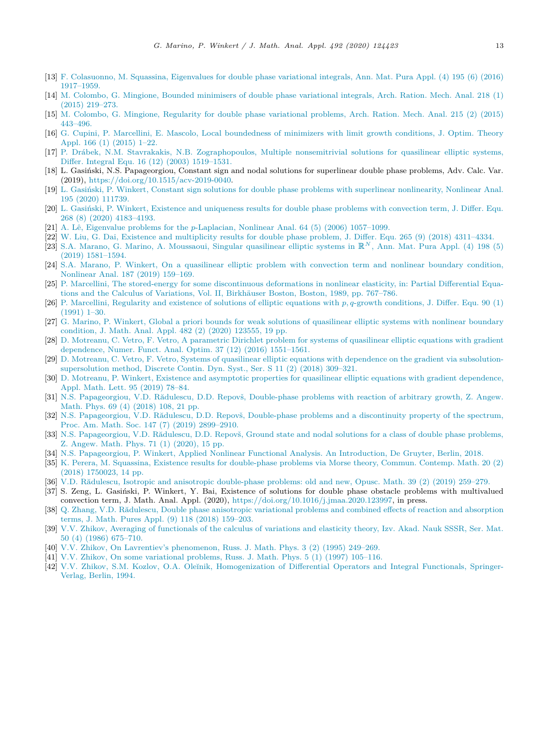[13] F. Colasuonno, M. Squassina, Eigenvalues for double phase variational integrals, Ann. Mat. Pura Appl. (4) 195 (6) (2016) 1917–1959.

[14] M. Colombo, G. Mingione, Bounded minimisers of double phase variational integrals, Arch. Ration. Mech. Anal. 218 (1) (2015) 219–273.

[15] M. Colombo, G. Mingione, Regularity for double phase variational problems, Arch. Ration. Mech. Anal. 215 (2) (2015) 443–496.

[16] G. Cupini, P. Marcellini, E. Mascolo, Local boundedness of minimizers with limit growth conditions, J. Optim. Theory Appl. 166 (1) (2015) 1–22.

[17] P. Drábek, N.M. Stavrakakis, N.B. Zographopoulos, Multiple nonsemitrivial solutions for quasilinear elliptic systems, Differ. Integral Equ. 16 (12) (2003) 1519–1531.

[18] L. Gasiński, N.S. Papageorgiou, Constant sign and nodal solutions for superlinear double phase problems, Adv. Calc. Var. (2019), https://doi.org/10.1515/acv-2019-0040.

[19] L. Gasiński, P. Winkert, Constant sign solutions for double phase problems with superlinear nonlinearity, Nonlinear Anal. 195 (2020) 111739.

[20] L. Gasiński, P. Winkert, Existence and uniqueness results for double phase problems with convection term, J. Differ. Equ. 268 (8) (2020) 4183–4193.

[21] A. Lê, Eigenvalue problems for the $p$-Laplacian, Nonlinear Anal. 64 (5) (2006) 1057–1099.

[22] W. Liu, G. Dai, Existence and multiplicity results for double phase problem, J. Differ. Equ. 265 (9) (2018) 4311–4334.

[23] S.A. Marano, G. Marino, A. Moussaoui, Singular quasilinear elliptic systems in $\mathbb{R}^N$, Ann. Mat. Pura Appl. (4) 198 (5) (2019) 1581–1594.

[24] S.A. Marano, P. Winkert, On a quasilinear elliptic problem with convection term and nonlinear boundary condition, Nonlinear Anal. 187 (2019) 159–169.

[25] P. Marcellini, The stored-energy for some discontinuous deformations in nonlinear elasticity, in: Partial Differential Equations and the Calculus of Variations, Vol. II, Birkhäuser Boston, Boston, 1989, pp. 767–786.

[26] P. Marcellini, Regularity and existence of solutions of elliptic equations with $p, q$-growth conditions, J. Differ. Equ. 90 (1) (1991) 1–30.

[27] G. Marino, P. Winkert, Global a priori bounds for weak solutions of quasilinear elliptic systems with nonlinear boundary condition, J. Math. Anal. Appl. 482 (2) (2020) 123555, 19 pp.

[28] D. Motreanu, C. Vetro, F. Vetro, A parametric Dirichlet problem for systems of quasilinear elliptic equations with gradient dependence, Numer. Funct. Anal. Optim. 37 (12) (2016) 1551–1561.

[29] D. Motreanu, C. Vetro, F. Vetro, Systems of quasilinear elliptic equations with dependence on the gradient via subsolution-supersolution method, Discrete Contin. Dyn. Syst., Ser. S 11 (2) (2018) 309–321.

[30] D. Motreanu, P. Winkert, Existence and asymptotic properties for quasilinear elliptic equations with gradient dependence, Appl. Math. Lett. 95 (2019) 78–84.

[31] N.S. Papageorgiou, V.D. Rădulescu, D.D. Repovš, Double-phase problems with reaction of arbitrary growth, Z. Angew. Math. Phys. 69 (4) (2018) 108, 21 pp.

[32] N.S. Papageorgiou, V.D. Rădulescu, D.D. Repovš, Double-phase problems and a discontinuity property of the spectrum, Proc. Am. Math. Soc. 147 (7) (2019) 2899–2910.

[33] N.S. Papageorgiou, V.D. Rădulescu, D.D. Repovš, Ground state and nodal solutions for a class of double phase problems, Z. Angew. Math. Phys. 71 (1) (2020), 15 pp.

[34] N.S. Papageorgiou, P. Winkert, Applied Nonlinear Functional Analysis. An Introduction, De Gruyter, Berlin, 2018.

[35] K. Perera, M. Squassina, Existence results for double-phase problems via Morse theory, Commun. Contemp. Math. 20 (2) (2018) 1750023, 14 pp.

[36] V.D. Rădulescu, Isotropic and anisotropic double-phase problems: old and new, Opusc. Math. 39 (2) (2019) 259–279.

[37] S. Zeng, L. Gasiński, P. Winkert, Y. Bai, Existence of solutions for double phase obstacle problems with multivalued convection term, J. Math. Anal. Appl. (2020), https://doi.org/10.1016/j.jmaa.2020.123997, in press.

[38] Q. Zhang, V.D. Rădulescu, Double phase anisotropic variational problems and combined effects of reaction and absorption terms, J. Math. Pures Appl. (9) 118 (2018) 159–203.

[39] V.V. Zhikov, Averaging of functionals of the calculus of variations and elasticity theory, Izv. Akad. Nauk SSSR, Ser. Mat. 50 (4) (1986) 675–710.

[40] V.V. Zhikov, On Lavrentiev's phenomenon, Russ. J. Math. Phys. 3 (2) (1995) 249–269.

[41] V.V. Zhikov, On some variational problems, Russ. J. Math. Phys. 5 (1) (1997) 105–116.

[42] V.V. Zhikov, S.M. Kozlov, O.A. Oleĭnik, Homogenization of Differential Operators and Integral Functionals, Springer-Verlag, Berlin, 1994.